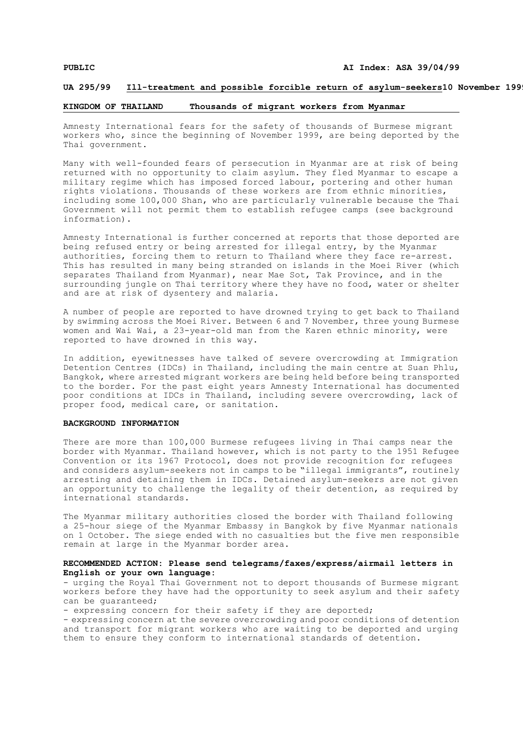**PUBLIC** **AI Index: ASA 39/04/99**

**UA 295/99 <u>Ill-treatment and possible forcible return of asylum-seekers</u> 10 November 1999**

**KINGDOM OF THAILAND Thousands of migrant workers from Myanmar**

Amnesty International fears for the safety of thousands of Burmese migrant workers who, since the beginning of November 1999, are being deported by the Thai government.

Many with well-founded fears of persecution in Myanmar are at risk of being returned with no opportunity to claim asylum. They fled Myanmar to escape a military regime which has imposed forced labour, portering and other human rights violations. Thousands of these workers are from ethnic minorities, including some 100,000 Shan, who are particularly vulnerable because the Thai Government will not permit them to establish refugee camps (see background information).

Amnesty International is further concerned at reports that those deported are being refused entry or being arrested for illegal entry, by the Myanmar authorities, forcing them to return to Thailand where they face re-arrest. This has resulted in many being stranded on islands in the Moei River (which separates Thailand from Myanmar), near Mae Sot, Tak Province, and in the surrounding jungle on Thai territory where they have no food, water or shelter and are at risk of dysentery and malaria.

A number of people are reported to have drowned trying to get back to Thailand by swimming across the Moei River. Between 6 and 7 November, three young Burmese women and Wai Wai, a 23-year-old man from the Karen ethnic minority, were reported to have drowned in this way.

In addition, eyewitnesses have talked of severe overcrowding at Immigration Detention Centres (IDCs) in Thailand, including the main centre at Suan Phlu, Bangkok, where arrested migrant workers are being held before being transported to the border. For the past eight years Amnesty International has documented poor conditions at IDCs in Thailand, including severe overcrowding, lack of proper food, medical care, or sanitation.

**BACKGROUND INFORMATION**

There are more than 100,000 Burmese refugees living in Thai camps near the border with Myanmar. Thailand however, which is not party to the 1951 Refugee Convention or its 1967 Protocol, does not provide recognition for refugees and considers asylum-seekers not in camps to be "illegal immigrants", routinely arresting and detaining them in IDCs. Detained asylum-seekers are not given an opportunity to challenge the legality of their detention, as required by international standards.

The Myanmar military authorities closed the border with Thailand following a 25-hour siege of the Myanmar Embassy in Bangkok by five Myanmar nationals on 1 October. The siege ended with no casualties but the five men responsible remain at large in the Myanmar border area.

**RECOMMENDED ACTION: Please send telegrams/faxes/express/airmail letters in English or your own language:**

- urging the Royal Thai Government not to deport thousands of Burmese migrant workers before they have had the opportunity to seek asylum and their safety can be guaranteed;
- expressing concern for their safety if they are deported;
- expressing concern at the severe overcrowding and poor conditions of detention and transport for migrant workers who are waiting to be deported and urging them to ensure they conform to international standards of detention.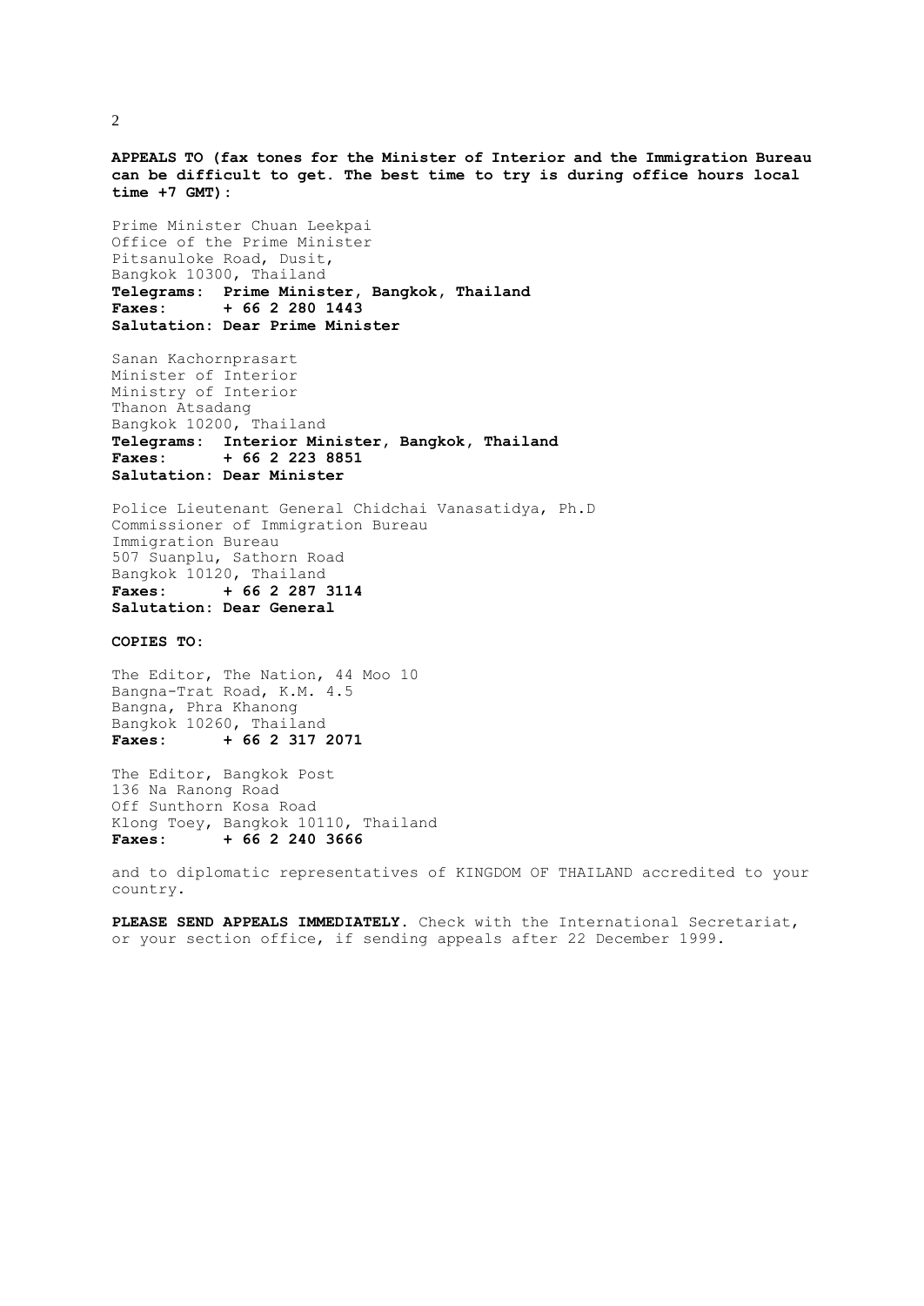**APPEALS TO (fax tones for the Minister of Interior and the Immigration Bureau can be difficult to get. The best time to try is during office hours local time +7 GMT):**

Prime Minister Chuan Leekpai
Office of the Prime Minister
Pitsanuloke Road, Dusit,
Bangkok 10300, Thailand
**Telegrams: Prime Minister, Bangkok, Thailand**
**Faxes: + 66 2 280 1443**
**Salutation: Dear Prime Minister**

Sanan Kachornprasart
Minister of Interior
Ministry of Interior
Thanon Atsadang
Bangkok 10200, Thailand
**Telegrams: Interior Minister, Bangkok, Thailand**
**Faxes: + 66 2 223 8851**
**Salutation: Dear Minister**

Police Lieutenant General Chidchai Vanasatidya, Ph.D
Commissioner of Immigration Bureau
Immigration Bureau
507 Suanplu, Sathorn Road
Bangkok 10120, Thailand
**Faxes: + 66 2 287 3114**
**Salutation: Dear General**

**COPIES TO:**

The Editor, The Nation, 44 Moo 10
Bangna-Trat Road, K.M. 4.5
Bangna, Phra Khanong
Bangkok 10260, Thailand
**Faxes: + 66 2 317 2071**

The Editor, Bangkok Post
136 Na Ranong Road
Off Sunthorn Kosa Road
Klong Toey, Bangkok 10110, Thailand
**Faxes: + 66 2 240 3666**

and to diplomatic representatives of KINGDOM OF THAILAND accredited to your country.

**PLEASE SEND APPEALS IMMEDIATELY.** Check with the International Secretariat, or your section office, if sending appeals after 22 December 1999.